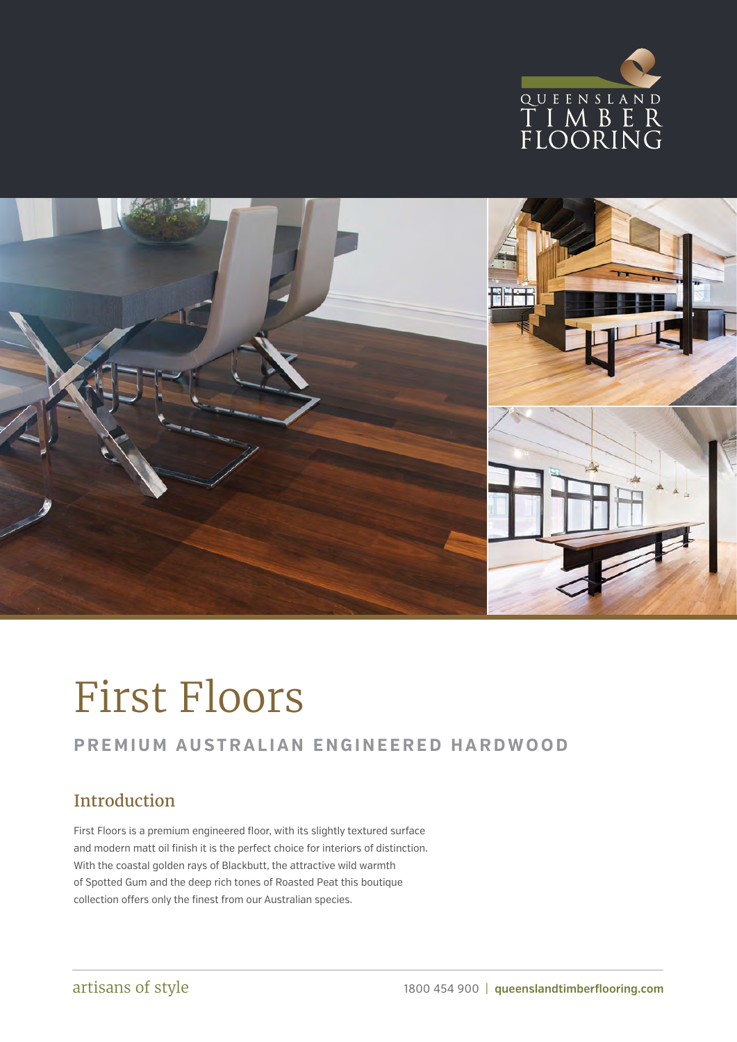QUEENSLAND TIMBER FLOORING

# First Floors

## PREMIUM AUSTRALIAN ENGINEERED HARDWOOD

### Introduction

First Floors is a premium engineered floor, with its slightly textured surface and modern matt oil finish it is the perfect choice for interiors of distinction. With the coastal golden rays of Blackbutt, the attractive wild warmth of Spotted Gum and the deep rich tones of Roasted Peat this boutique collection offers only the finest from our Australian species.

artisans of style

1800 454 900 | **queenslandtimberflooring.com**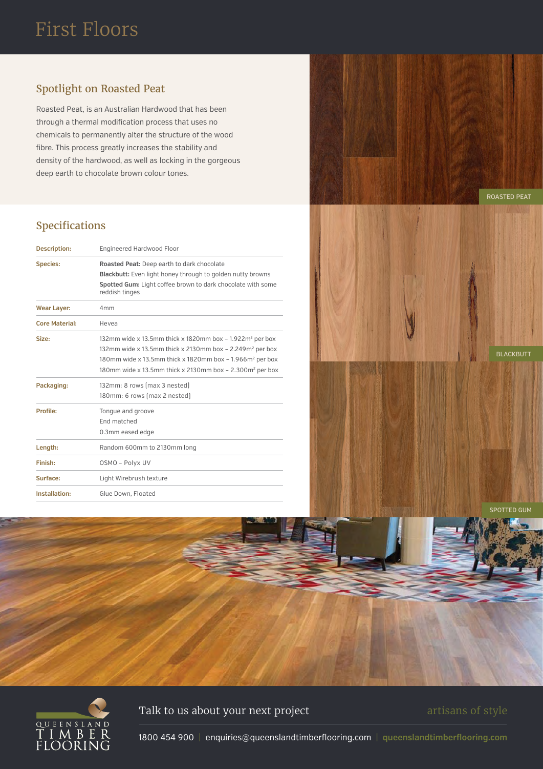# First Floors

## Spotlight on Roasted Peat

Roasted Peat, is an Australian Hardwood that has been through a thermal modification process that uses no chemicals to permanently alter the structure of the wood fibre. This process greatly increases the stability and density of the hardwood, as well as locking in the gorgeous deep earth to chocolate brown colour tones.

## Specifications

| | |
|---|---|
| **Description:** | Engineered Hardwood Floor |
| **Species:** | **Roasted Peat:** Deep earth to dark chocolate<br>**Blackbutt:** Even light honey through to golden nutty browns<br>**Spotted Gum:** Light coffee brown to dark chocolate with some reddish tinges |
| **Wear Layer:** | 4mm |
| **Core Material:** | Hevea |
| **Size:** | 132mm wide x 13.5mm thick x 1820mm box – 1.922m² per box<br>132mm wide x 13.5mm thick x 2130mm box – 2.249m² per box<br>180mm wide x 13.5mm thick x 1820mm box – 1.966m² per box<br>180mm wide x 13.5mm thick x 2130mm box – 2.300m² per box |
| **Packaging:** | 132mm: 8 rows (max 3 nested)<br>180mm: 6 rows (max 2 nested) |
| **Profile:** | Tongue and groove<br>End matched<br>0.3mm eased edge |
| **Length:** | Random 600mm to 2130mm long |
| **Finish:** | OSMO – Polyx UV |
| **Surface:** | Light Wirebrush texture |
| **Installation:** | Glue Down, Floated |

ROASTED PEAT

BLACKBUTT

SPOTTED GUM

QUEENSLAND TIMBER FLOORING

Talk to us about your next project

artisans of style

1800 454 900 | enquiries@queenslandtimberflooring.com | queenslandtimberflooring.com